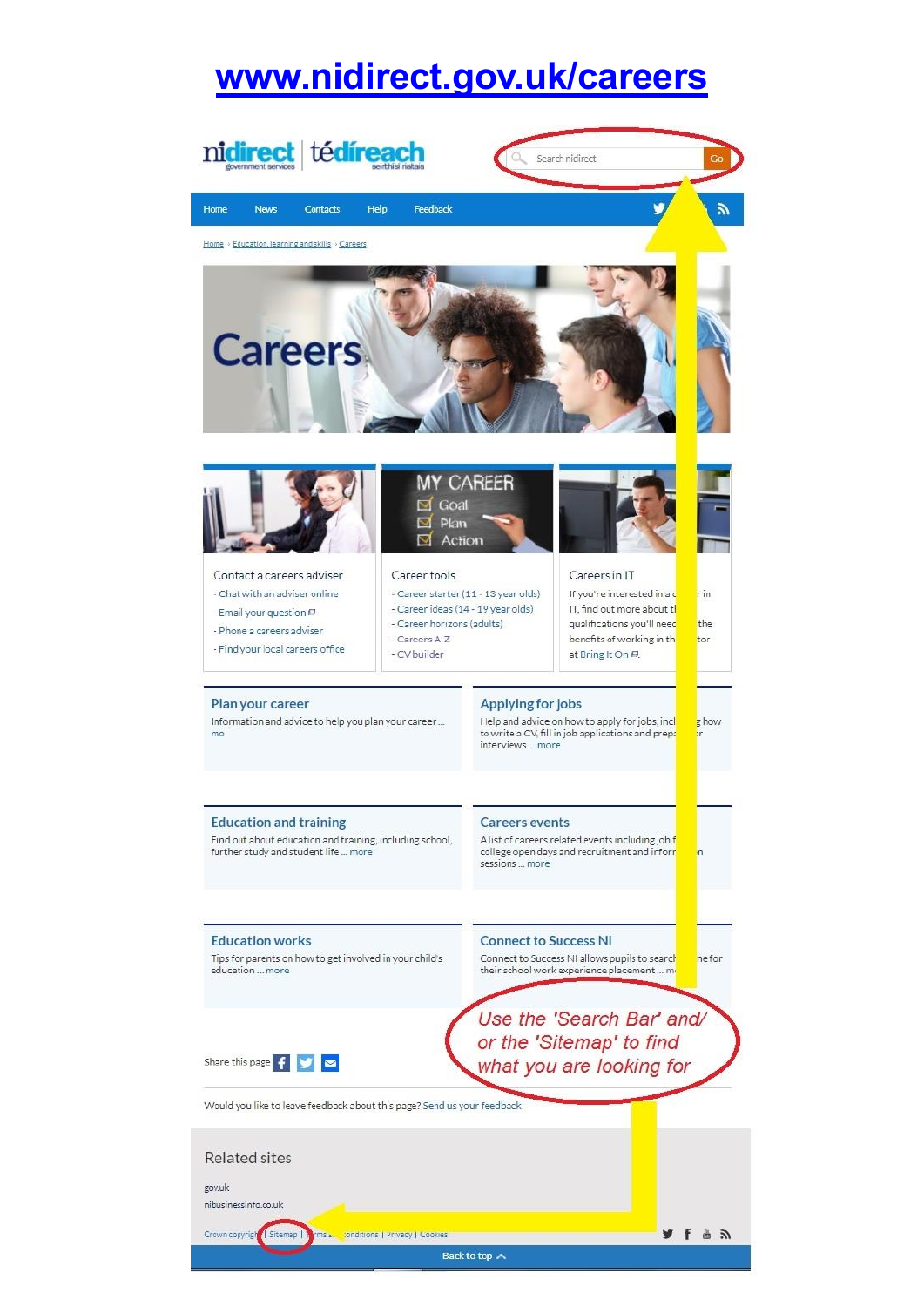# www.nidirect.gov.uk/careers

nidirect government services | tédíreach seirbhísí rialtais

Search nidirect Go

Home News Contacts Help Feedback

Home › Education, learning and skills › Careers

## Careers

**Contact a careers adviser**

- Chat with an adviser online
- Email your question
- Phone a careers adviser
- Find your local careers office

**Career tools**

- Career starter (11 - 13 year olds)
- Career ideas (14 - 19 year olds)
- Career horizons (adults)
- Careers A-Z
- CV builder

**Careers in IT**

If you're interested in a career in IT, find out more about the qualifications you'll need and the benefits of working in the sector at Bring It On

### Plan your career

Information and advice to help you plan your career ... more

### Applying for jobs

Help and advice on how to apply for jobs, including how to write a CV, fill in job applications and prepare for interviews ... more

### Education and training

Find out about education and training, including school, further study and student life ... more

### Careers events

A list of careers related events including job fairs, college open days and recruitment and information sessions ... more

### Education works

Tips for parents on how to get involved in your child's education ... more

### Connect to Success NI

Connect to Success NI allows pupils to search online for their school work experience placement ... more

*Use the 'Search Bar' and/ or the 'Sitemap' to find what you are looking for*

Share this page

Would you like to leave feedback about this page? Send us your feedback

## Related sites

gov.uk

nibusinessinfo.co.uk

Crown copyright | Sitemap | Terms and conditions | Privacy | Cookies

Back to top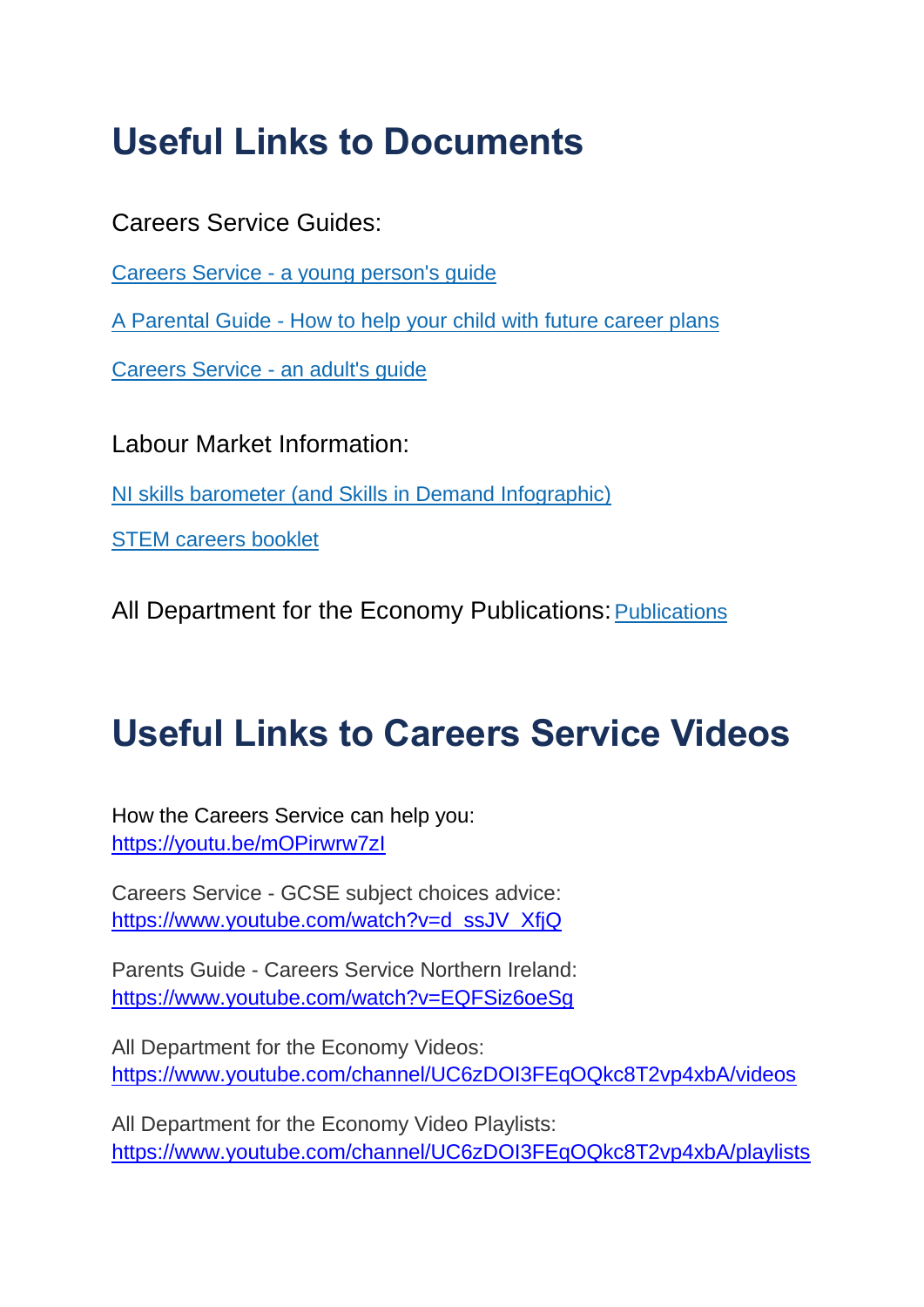# Useful Links to Documents

Careers Service Guides:

Careers Service - a young person's guide

A Parental Guide - How to help your child with future career plans

Careers Service - an adult's guide

Labour Market Information:

NI skills barometer (and Skills in Demand Infographic)

STEM careers booklet

All Department for the Economy Publications: Publications

# Useful Links to Careers Service Videos

How the Careers Service can help you:
https://youtu.be/mOPirwrw7zI

Careers Service - GCSE subject choices advice:
https://www.youtube.com/watch?v=d_ssJV_XfjQ

Parents Guide - Careers Service Northern Ireland:
https://www.youtube.com/watch?v=EQFSiz6oeSg

All Department for the Economy Videos:
https://www.youtube.com/channel/UC6zDOI3FEqOQkc8T2vp4xbA/videos

All Department for the Economy Video Playlists:
https://www.youtube.com/channel/UC6zDOI3FEqOQkc8T2vp4xbA/playlists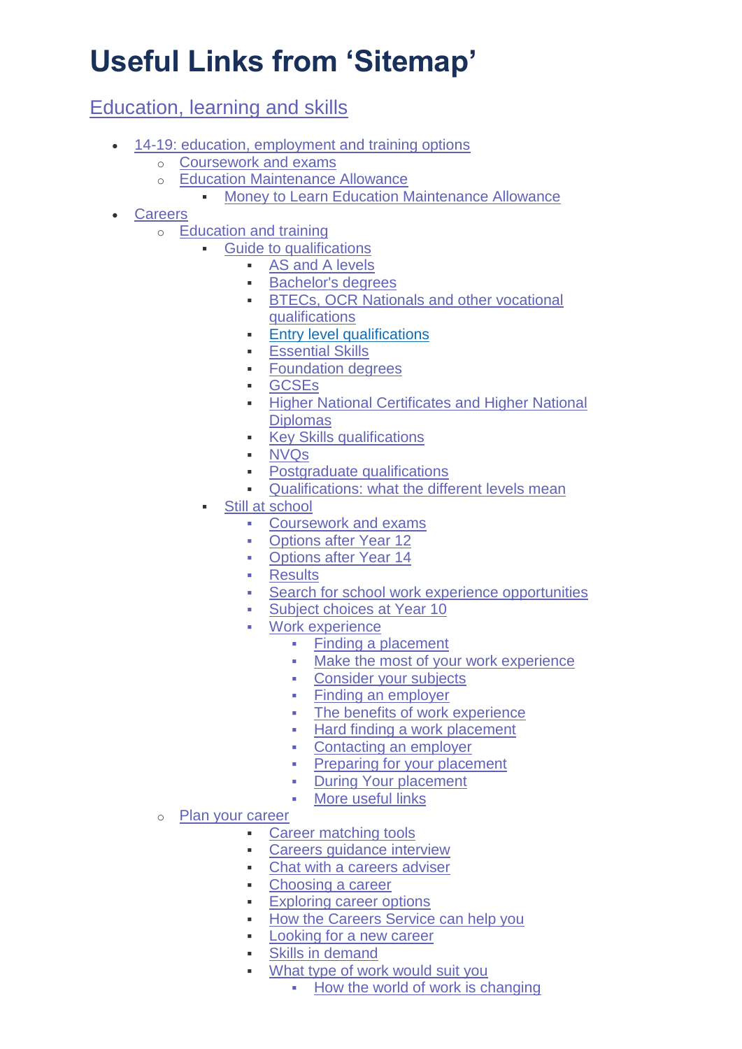# Useful Links from 'Sitemap'

## Education, learning and skills

- 14-19: education, employment and training options
  - Coursework and exams
  - Education Maintenance Allowance
    - Money to Learn Education Maintenance Allowance
- Careers
  - Education and training
    - Guide to qualifications
      - AS and A levels
      - Bachelor's degrees
      - BTECs, OCR Nationals and other vocational qualifications
      - Entry level qualifications
      - Essential Skills
      - Foundation degrees
      - GCSEs
      - Higher National Certificates and Higher National Diplomas
      - Key Skills qualifications
      - NVQs
      - Postgraduate qualifications
      - Qualifications: what the different levels mean
    - Still at school
      - Coursework and exams
      - Options after Year 12
      - Options after Year 14
      - Results
      - Search for school work experience opportunities
      - Subject choices at Year 10
      - Work experience
        - Finding a placement
        - Make the most of your work experience
        - Consider your subjects
        - Finding an employer
        - The benefits of work experience
        - Hard finding a work placement
        - Contacting an employer
        - Preparing for your placement
        - During Your placement
        - More useful links
  - Plan your career
      - Career matching tools
      - Careers guidance interview
      - Chat with a careers adviser
      - Choosing a career
      - Exploring career options
      - How the Careers Service can help you
      - Looking for a new career
      - Skills in demand
      - What type of work would suit you
        - How the world of work is changing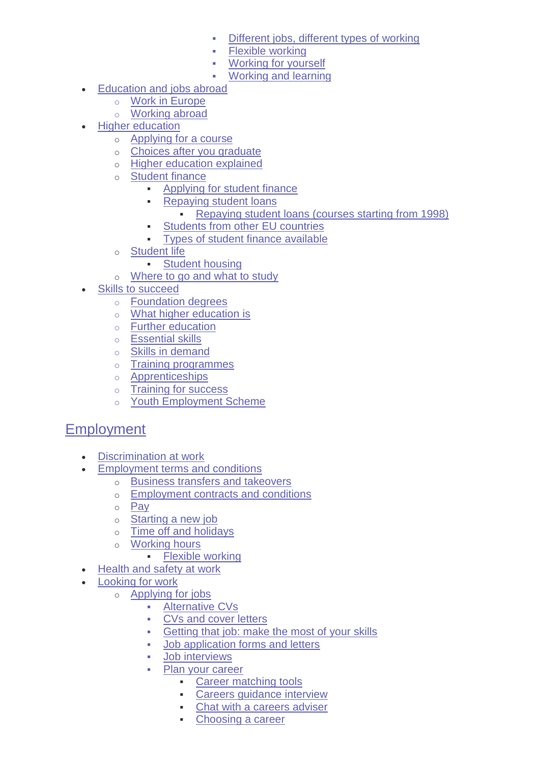- Different jobs, different types of working
            - Flexible working
            - Working for yourself
            - Working and learning
- Education and jobs abroad
    - Work in Europe
    - Working abroad
- Higher education
    - Applying for a course
    - Choices after you graduate
    - Higher education explained
    - Student finance
        - Applying for student finance
        - Repaying student loans
            - Repaying student loans (courses starting from 1998)
        - Students from other EU countries
        - Types of student finance available
    - Student life
        - Student housing
    - Where to go and what to study
- Skills to succeed
    - Foundation degrees
    - What higher education is
    - Further education
    - Essential skills
    - Skills in demand
    - Training programmes
    - Apprenticeships
    - Training for success
    - Youth Employment Scheme

## Employment

- Discrimination at work
- Employment terms and conditions
    - Business transfers and takeovers
    - Employment contracts and conditions
    - Pay
    - Starting a new job
    - Time off and holidays
    - Working hours
        - Flexible working
- Health and safety at work
- Looking for work
    - Applying for jobs
        - Alternative CVs
        - CVs and cover letters
        - Getting that job: make the most of your skills
        - Job application forms and letters
        - Job interviews
        - Plan your career
            - Career matching tools
            - Careers guidance interview
            - Chat with a careers adviser
            - Choosing a career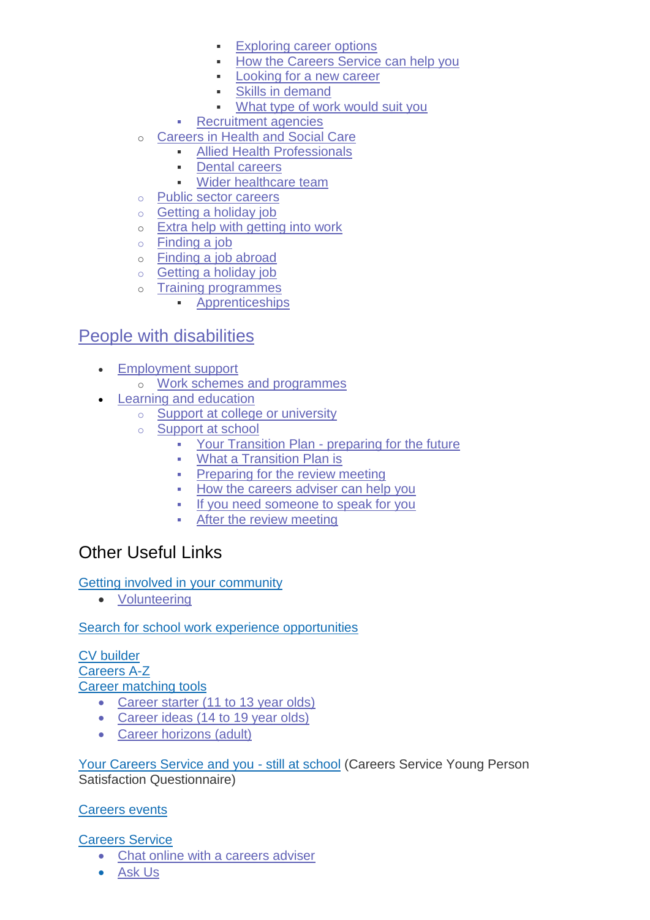- Exploring career options
            - How the Careers Service can help you
            - Looking for a new career
            - Skills in demand
            - What type of work would suit you
        - Recruitment agencies
    - Careers in Health and Social Care
        - Allied Health Professionals
        - Dental careers
        - Wider healthcare team
    - Public sector careers
    - Getting a holiday job
    - Extra help with getting into work
    - Finding a job
    - Finding a job abroad
    - Getting a holiday job
    - Training programmes
        - Apprenticeships

## People with disabilities

- Employment support
    - Work schemes and programmes
- Learning and education
    - Support at college or university
    - Support at school
        - Your Transition Plan - preparing for the future
        - What a Transition Plan is
        - Preparing for the review meeting
        - How the careers adviser can help you
        - If you need someone to speak for you
        - After the review meeting

## Other Useful Links

Getting involved in your community

- Volunteering

Search for school work experience opportunities

CV builder
Careers A-Z
Career matching tools

- Career starter (11 to 13 year olds)
- Career ideas (14 to 19 year olds)
- Career horizons (adult)

Your Careers Service and you - still at school (Careers Service Young Person Satisfaction Questionnaire)

Careers events

Careers Service

- Chat online with a careers adviser
- Ask Us